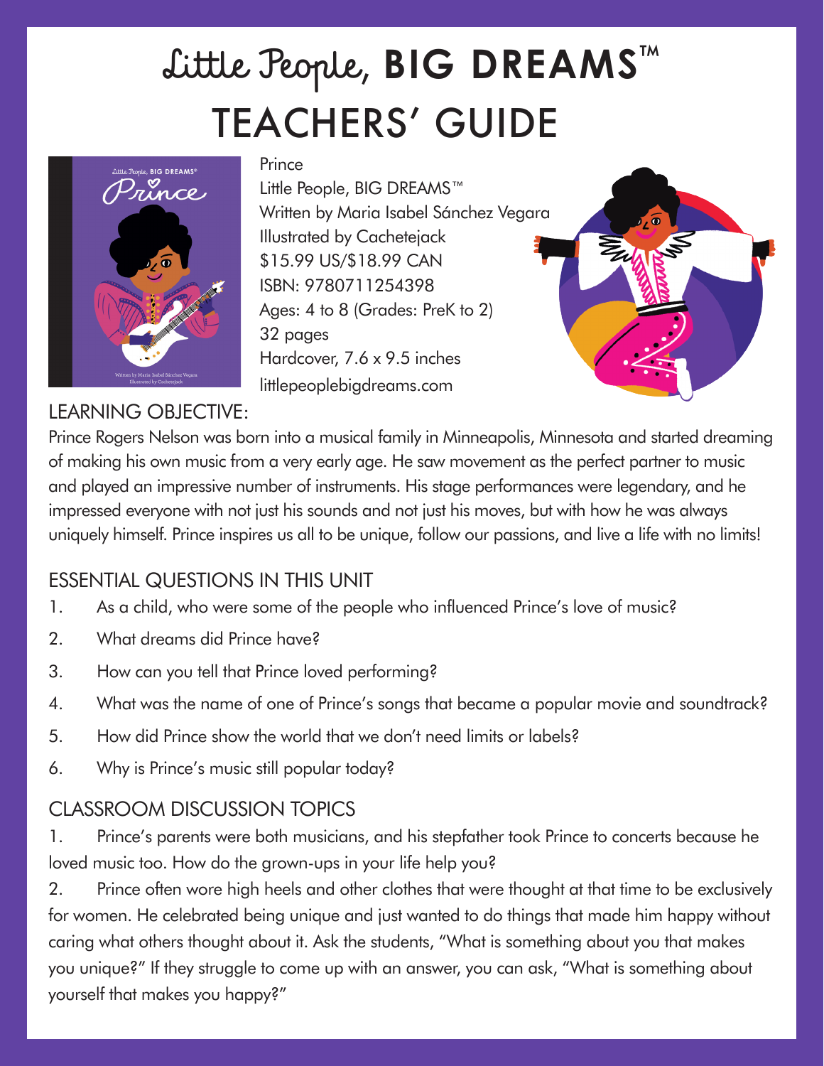# Little People, BIG DREAMS™ TEACHERS' GUIDE

Prince
Little People, BIG DREAMS™
Written by Maria Isabel Sánchez Vegara
Illustrated by Cachetejack
$15.99 US/$18.99 CAN
ISBN: 9780711254398
Ages: 4 to 8 (Grades: PreK to 2)
32 pages
Hardcover, 7.6 x 9.5 inches
littlepeoplebigdreams.com

## LEARNING OBJECTIVE:

Prince Rogers Nelson was born into a musical family in Minneapolis, Minnesota and started dreaming of making his own music from a very early age. He saw movement as the perfect partner to music and played an impressive number of instruments. His stage performances were legendary, and he impressed everyone with not just his sounds and not just his moves, but with how he was always uniquely himself. Prince inspires us all to be unique, follow our passions, and live a life with no limits!

## ESSENTIAL QUESTIONS IN THIS UNIT

1. As a child, who were some of the people who influenced Prince's love of music?
2. What dreams did Prince have?
3. How can you tell that Prince loved performing?
4. What was the name of one of Prince's songs that became a popular movie and soundtrack?
5. How did Prince show the world that we don't need limits or labels?
6. Why is Prince's music still popular today?

## CLASSROOM DISCUSSION TOPICS

1. Prince's parents were both musicians, and his stepfather took Prince to concerts because he loved music too. How do the grown-ups in your life help you?

2. Prince often wore high heels and other clothes that were thought at that time to be exclusively for women. He celebrated being unique and just wanted to do things that made him happy without caring what others thought about it. Ask the students, "What is something about you that makes you unique?" If they struggle to come up with an answer, you can ask, "What is something about yourself that makes you happy?"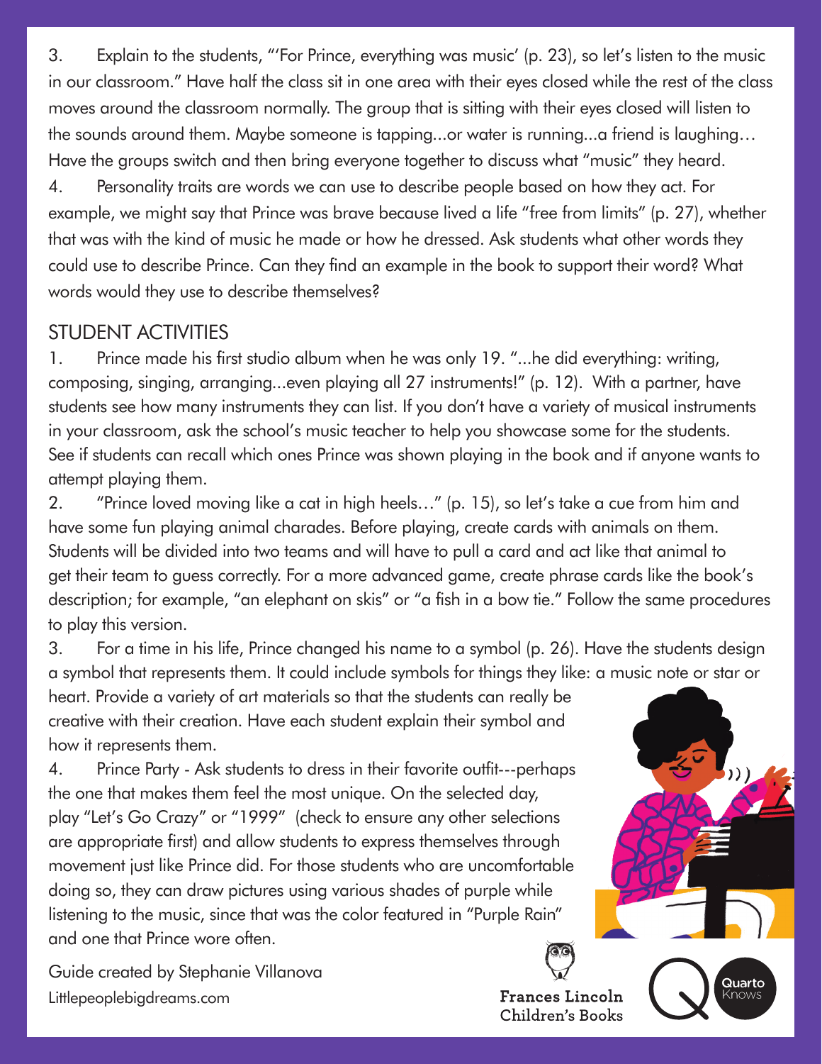3. Explain to the students, "'For Prince, everything was music' (p. 23), so let's listen to the music in our classroom." Have half the class sit in one area with their eyes closed while the rest of the class moves around the classroom normally. The group that is sitting with their eyes closed will listen to the sounds around them. Maybe someone is tapping...or water is running...a friend is laughing… Have the groups switch and then bring everyone together to discuss what "music" they heard.

4. Personality traits are words we can use to describe people based on how they act. For example, we might say that Prince was brave because lived a life "free from limits" (p. 27), whether that was with the kind of music he made or how he dressed. Ask students what other words they could use to describe Prince. Can they find an example in the book to support their word? What words would they use to describe themselves?

## STUDENT ACTIVITIES

1. Prince made his first studio album when he was only 19. "...he did everything: writing, composing, singing, arranging...even playing all 27 instruments!" (p. 12). With a partner, have students see how many instruments they can list. If you don't have a variety of musical instruments in your classroom, ask the school's music teacher to help you showcase some for the students. See if students can recall which ones Prince was shown playing in the book and if anyone wants to attempt playing them.

2. "Prince loved moving like a cat in high heels…" (p. 15), so let's take a cue from him and have some fun playing animal charades. Before playing, create cards with animals on them. Students will be divided into two teams and will have to pull a card and act like that animal to get their team to guess correctly. For a more advanced game, create phrase cards like the book's description; for example, "an elephant on skis" or "a fish in a bow tie." Follow the same procedures to play this version.

3. For a time in his life, Prince changed his name to a symbol (p. 26). Have the students design a symbol that represents them. It could include symbols for things they like: a music note or star or heart. Provide a variety of art materials so that the students can really be creative with their creation. Have each student explain their symbol and how it represents them.

4. Prince Party - Ask students to dress in their favorite outfit---perhaps the one that makes them feel the most unique. On the selected day, play "Let's Go Crazy" or "1999" (check to ensure any other selections are appropriate first) and allow students to express themselves through movement just like Prince did. For those students who are uncomfortable doing so, they can draw pictures using various shades of purple while listening to the music, since that was the color featured in "Purple Rain" and one that Prince wore often.

Guide created by Stephanie Villanova
Littlepeoplebigdreams.com

Frances Lincoln Children's Books

Quarto Knows